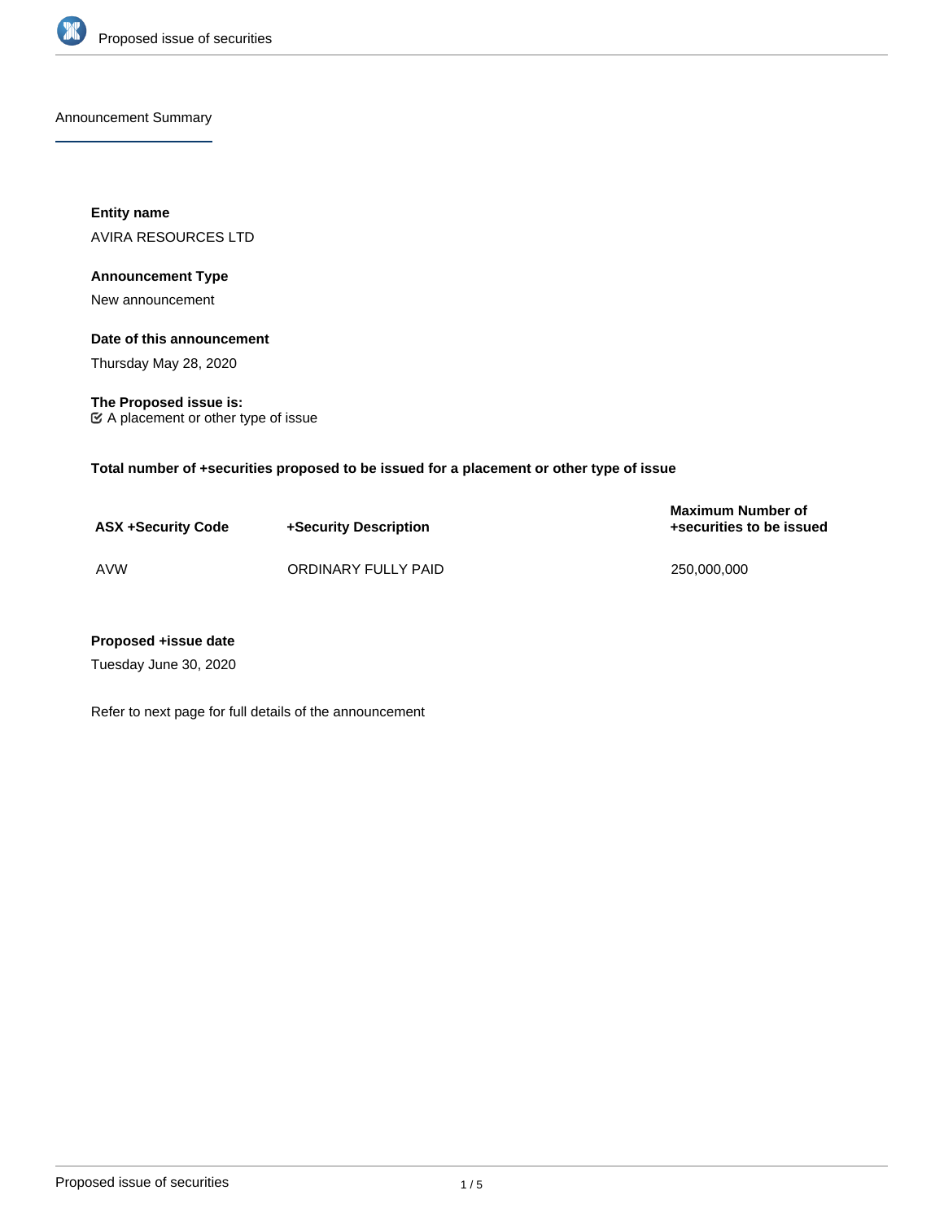## Announcement Summary

**Entity name**

AVIRA RESOURCES LTD

**Announcement Type**

New announcement

**Date of this announcement**

Thursday May 28, 2020

**The Proposed issue is:**

☑ A placement or other type of issue

**Total number of +securities proposed to be issued for a placement or other type of issue**

| ASX +Security Code | +Security Description | Maximum Number of +securities to be issued |
| --- | --- | --- |
| AVW | ORDINARY FULLY PAID | 250,000,000 |

**Proposed +issue date**

Tuesday June 30, 2020

Refer to next page for full details of the announcement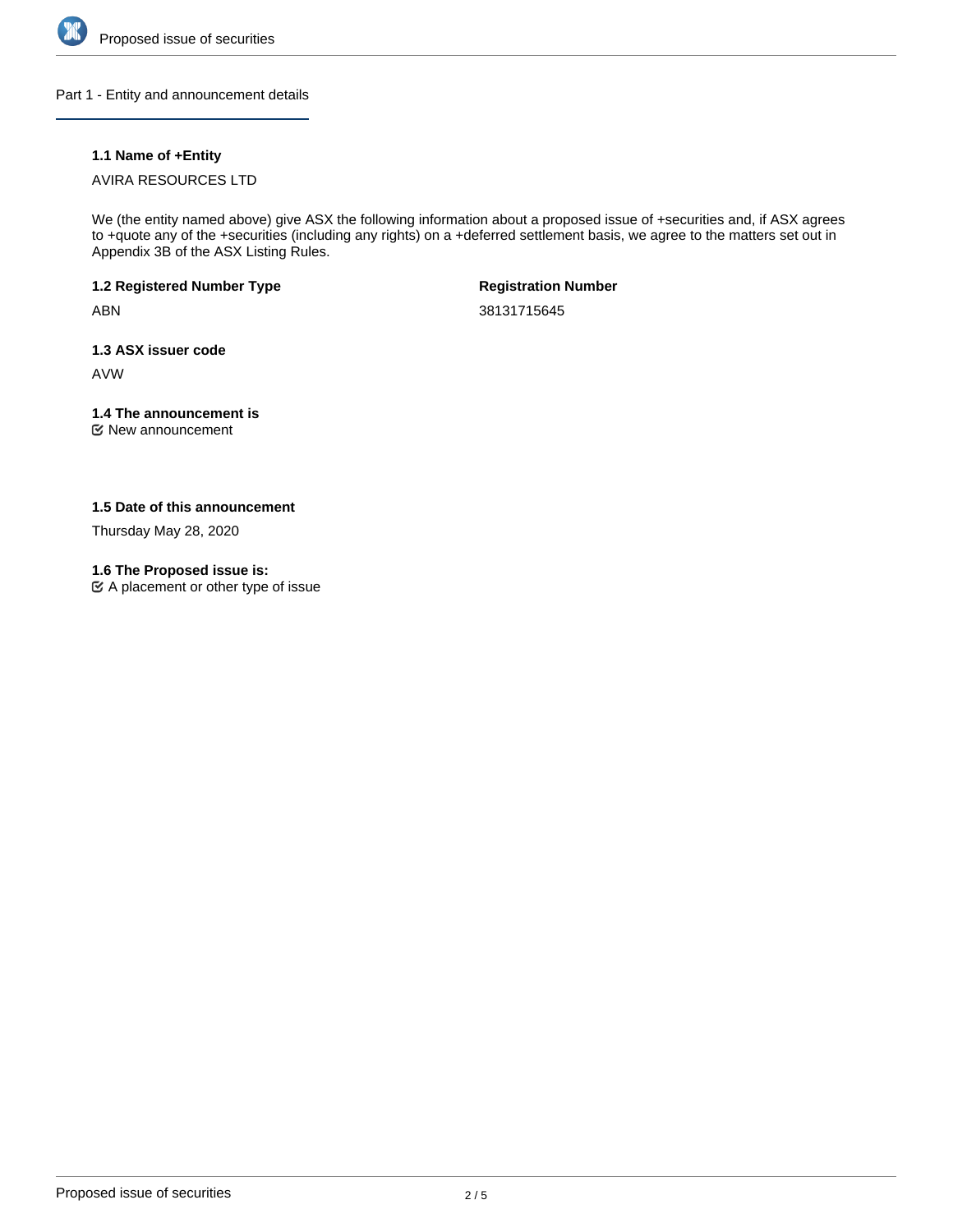## Part 1 - Entity and announcement details

**1.1 Name of +Entity**

AVIRA RESOURCES LTD

We (the entity named above) give ASX the following information about a proposed issue of +securities and, if ASX agrees to +quote any of the +securities (including any rights) on a +deferred settlement basis, we agree to the matters set out in Appendix 3B of the ASX Listing Rules.

**1.2 Registered Number Type**

ABN

**Registration Number**

38131715645

**1.3 ASX issuer code**

AVW

**1.4 The announcement is**

New announcement

**1.5 Date of this announcement**

Thursday May 28, 2020

**1.6 The Proposed issue is:**

A placement or other type of issue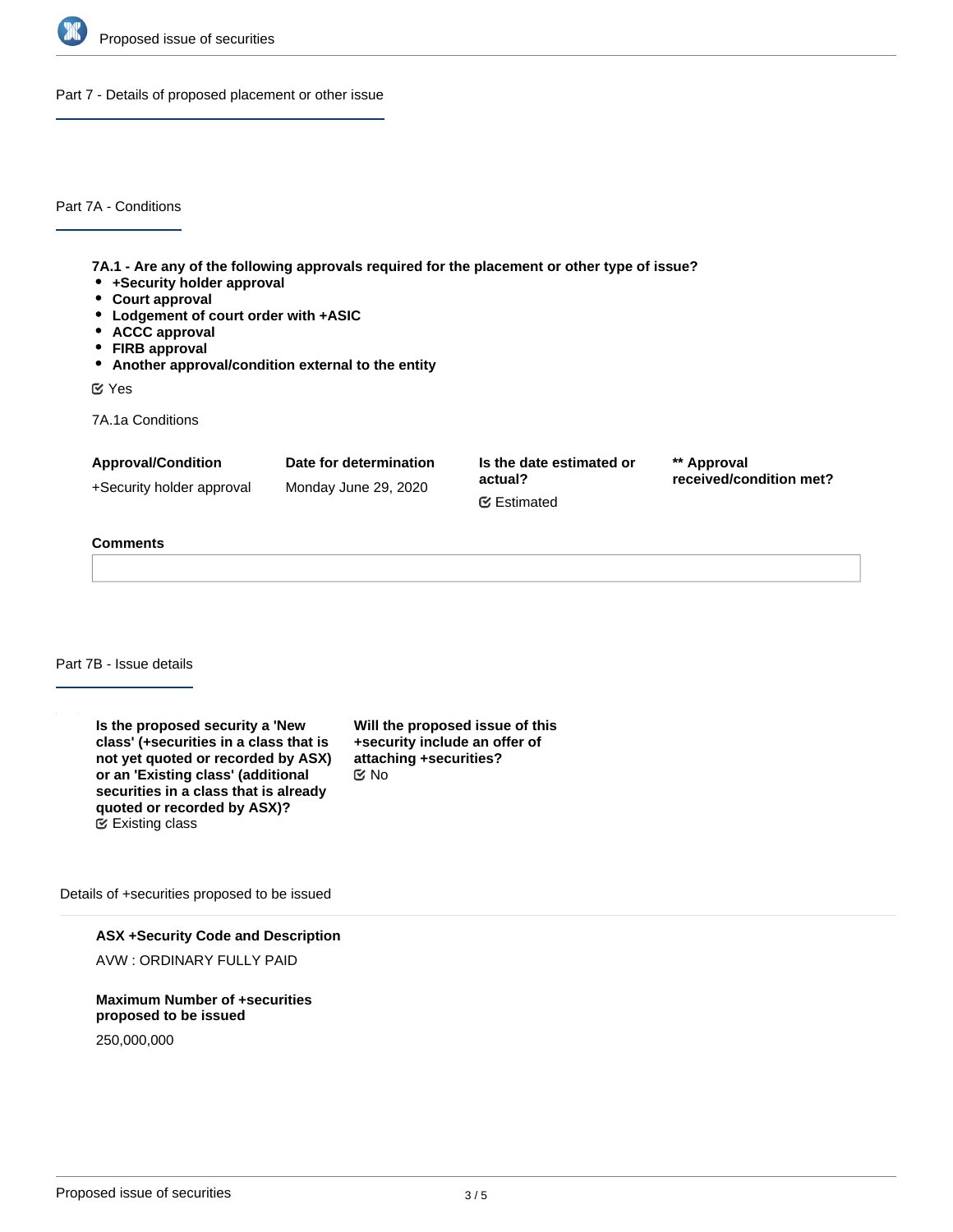## Part 7 - Details of proposed placement or other issue

### Part 7A - Conditions

**7A.1 - Are any of the following approvals required for the placement or other type of issue?**

- **+Security holder approval**
- **Court approval**
- **Lodgement of court order with +ASIC**
- **ACCC approval**
- **FIRB approval**
- **Another approval/condition external to the entity**

Yes

7A.1a Conditions

| Approval/Condition | Date for determination | Is the date estimated or actual? | ** Approval received/condition met? |
|---|---|---|---|
| +Security holder approval | Monday June 29, 2020 | Estimated | |

**Comments**

### Part 7B - Issue details

**Is the proposed security a 'New class' (+securities in a class that is not yet quoted or recorded by ASX) or an 'Existing class' (additional securities in a class that is already quoted or recorded by ASX)?**
Existing class

**Will the proposed issue of this +security include an offer of attaching +securities?**
No

Details of +securities proposed to be issued

**ASX +Security Code and Description**

AVW : ORDINARY FULLY PAID

**Maximum Number of +securities proposed to be issued**

250,000,000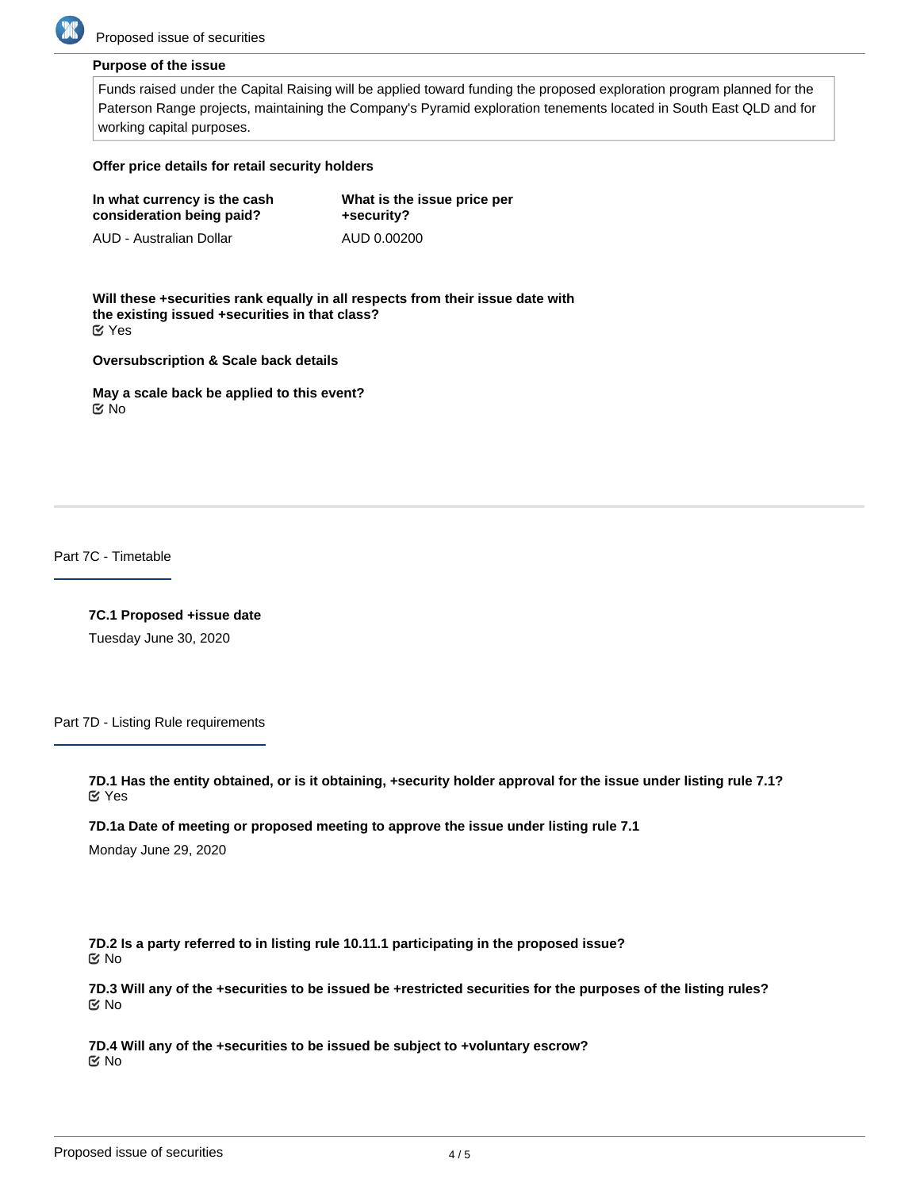**Purpose of the issue**

Funds raised under the Capital Raising will be applied toward funding the proposed exploration program planned for the Paterson Range projects, maintaining the Company's Pyramid exploration tenements located in South East QLD and for working capital purposes.

**Offer price details for retail security holders**

| In what currency is the cash consideration being paid? | What is the issue price per +security? |
| --- | --- |
| AUD - Australian Dollar | AUD 0.00200 |

**Will these +securities rank equally in all respects from their issue date with the existing issued +securities in that class?**
Yes

**Oversubscription & Scale back details**

**May a scale back be applied to this event?**
No

## Part 7C - Timetable

**7C.1 Proposed +issue date**

Tuesday June 30, 2020

## Part 7D - Listing Rule requirements

**7D.1 Has the entity obtained, or is it obtaining, +security holder approval for the issue under listing rule 7.1?**
Yes

**7D.1a Date of meeting or proposed meeting to approve the issue under listing rule 7.1**

Monday June 29, 2020

**7D.2 Is a party referred to in listing rule 10.11.1 participating in the proposed issue?**
No

**7D.3 Will any of the +securities to be issued be +restricted securities for the purposes of the listing rules?**
No

**7D.4 Will any of the +securities to be issued be subject to +voluntary escrow?**
No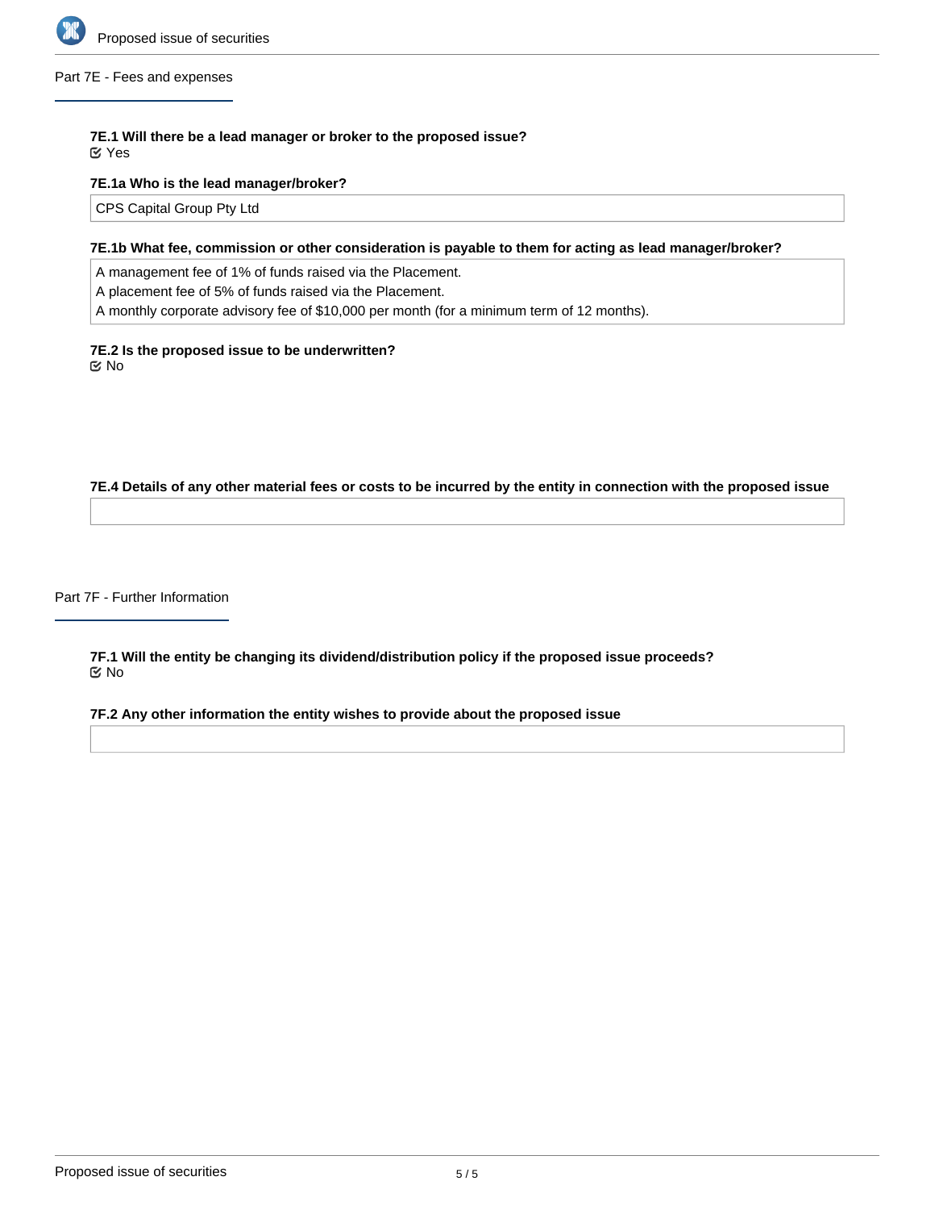## Part 7E - Fees and expenses

**7E.1 Will there be a lead manager or broker to the proposed issue?**

☑ Yes

**7E.1a Who is the lead manager/broker?**

CPS Capital Group Pty Ltd

**7E.1b What fee, commission or other consideration is payable to them for acting as lead manager/broker?**

A management fee of 1% of funds raised via the Placement.
A placement fee of 5% of funds raised via the Placement.
A monthly corporate advisory fee of $10,000 per month (for a minimum term of 12 months).

**7E.2 Is the proposed issue to be underwritten?**

☑ No

**7E.4 Details of any other material fees or costs to be incurred by the entity in connection with the proposed issue**

## Part 7F - Further Information

**7F.1 Will the entity be changing its dividend/distribution policy if the proposed issue proceeds?**

☑ No

**7F.2 Any other information the entity wishes to provide about the proposed issue**